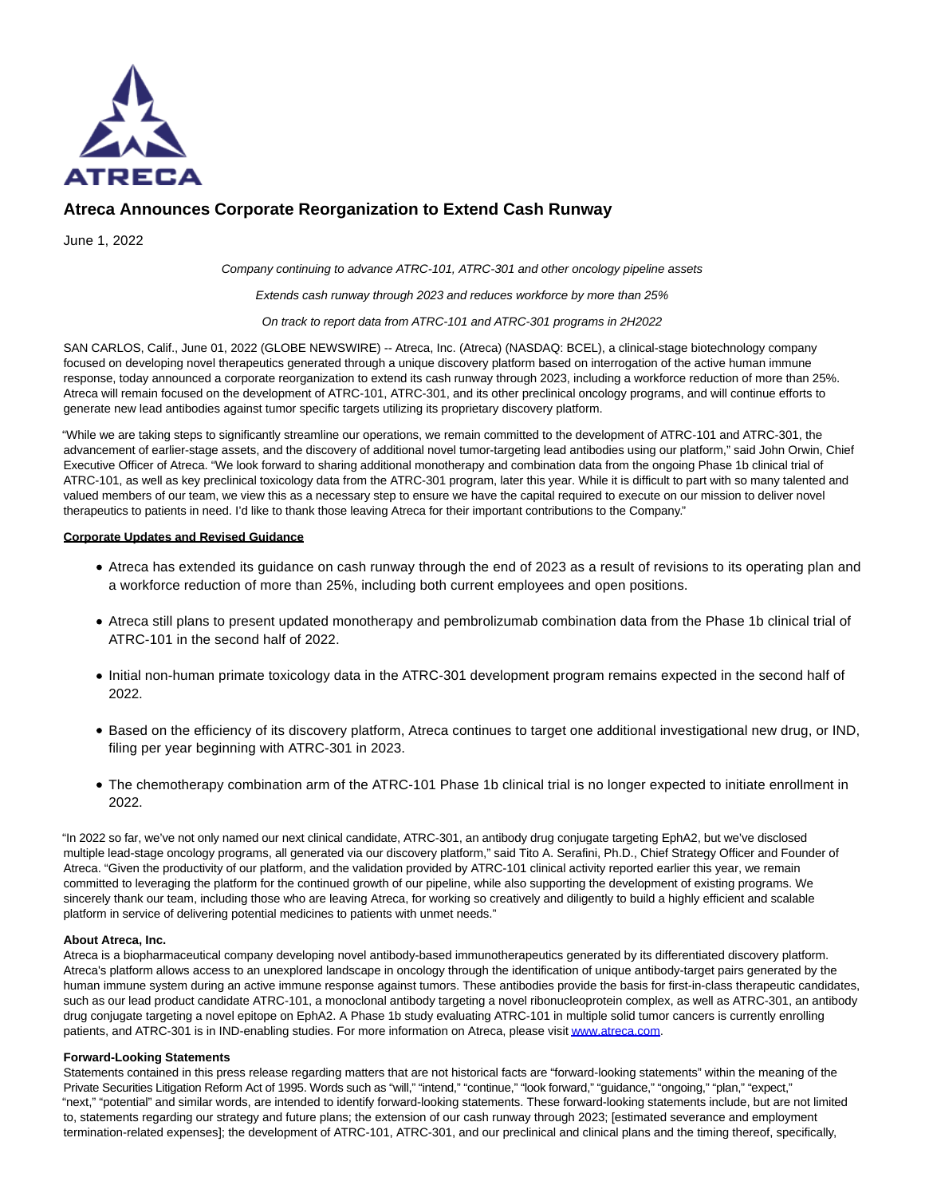# Atreca Announces Corporate Reorganization to Extend Cash Runway

June 1, 2022

*Company continuing to advance ATRC-101, ATRC-301 and other oncology pipeline assets*

*Extends cash runway through 2023 and reduces workforce by more than 25%*

*On track to report data from ATRC-101 and ATRC-301 programs in 2H2022*

SAN CARLOS, Calif., June 01, 2022 (GLOBE NEWSWIRE) -- Atreca, Inc. (Atreca) (NASDAQ: BCEL), a clinical-stage biotechnology company focused on developing novel therapeutics generated through a unique discovery platform based on interrogation of the active human immune response, today announced a corporate reorganization to extend its cash runway through 2023, including a workforce reduction of more than 25%. Atreca will remain focused on the development of ATRC-101, ATRC-301, and its other preclinical oncology programs, and will continue efforts to generate new lead antibodies against tumor specific targets utilizing its proprietary discovery platform.

"While we are taking steps to significantly streamline our operations, we remain committed to the development of ATRC-101 and ATRC-301, the advancement of earlier-stage assets, and the discovery of additional novel tumor-targeting lead antibodies using our platform," said John Orwin, Chief Executive Officer of Atreca. "We look forward to sharing additional monotherapy and combination data from the ongoing Phase 1b clinical trial of ATRC-101, as well as key preclinical toxicology data from the ATRC-301 program, later this year. While it is difficult to part with so many talented and valued members of our team, we view this as a necessary step to ensure we have the capital required to execute on our mission to deliver novel therapeutics to patients in need. I'd like to thank those leaving Atreca for their important contributions to the Company."

**Corporate Updates and Revised Guidance**

- Atreca has extended its guidance on cash runway through the end of 2023 as a result of revisions to its operating plan and a workforce reduction of more than 25%, including both current employees and open positions.
- Atreca still plans to present updated monotherapy and pembrolizumab combination data from the Phase 1b clinical trial of ATRC-101 in the second half of 2022.
- Initial non-human primate toxicology data in the ATRC-301 development program remains expected in the second half of 2022.
- Based on the efficiency of its discovery platform, Atreca continues to target one additional investigational new drug, or IND, filing per year beginning with ATRC-301 in 2023.
- The chemotherapy combination arm of the ATRC-101 Phase 1b clinical trial is no longer expected to initiate enrollment in 2022.

"In 2022 so far, we've not only named our next clinical candidate, ATRC-301, an antibody drug conjugate targeting EphA2, but we've disclosed multiple lead-stage oncology programs, all generated via our discovery platform," said Tito A. Serafini, Ph.D., Chief Strategy Officer and Founder of Atreca. "Given the productivity of our platform, and the validation provided by ATRC-101 clinical activity reported earlier this year, we remain committed to leveraging the platform for the continued growth of our pipeline, while also supporting the development of existing programs. We sincerely thank our team, including those who are leaving Atreca, for working so creatively and diligently to build a highly efficient and scalable platform in service of delivering potential medicines to patients with unmet needs."

**About Atreca, Inc.**

Atreca is a biopharmaceutical company developing novel antibody-based immunotherapeutics generated by its differentiated discovery platform. Atreca's platform allows access to an unexplored landscape in oncology through the identification of unique antibody-target pairs generated by the human immune system during an active immune response against tumors. These antibodies provide the basis for first-in-class therapeutic candidates, such as our lead product candidate ATRC-101, a monoclonal antibody targeting a novel ribonucleoprotein complex, as well as ATRC-301, an antibody drug conjugate targeting a novel epitope on EphA2. A Phase 1b study evaluating ATRC-101 in multiple solid tumor cancers is currently enrolling patients, and ATRC-301 is in IND-enabling studies. For more information on Atreca, please visit www.atreca.com.

**Forward-Looking Statements**

Statements contained in this press release regarding matters that are not historical facts are "forward-looking statements" within the meaning of the Private Securities Litigation Reform Act of 1995. Words such as "will," "intend," "continue," "look forward," "guidance," "ongoing," "plan," "expect," "next," "potential" and similar words, are intended to identify forward-looking statements. These forward-looking statements include, but are not limited to, statements regarding our strategy and future plans; the extension of our cash runway through 2023; [estimated severance and employment termination-related expenses]; the development of ATRC-101, ATRC-301, and our preclinical and clinical plans and the timing thereof, specifically,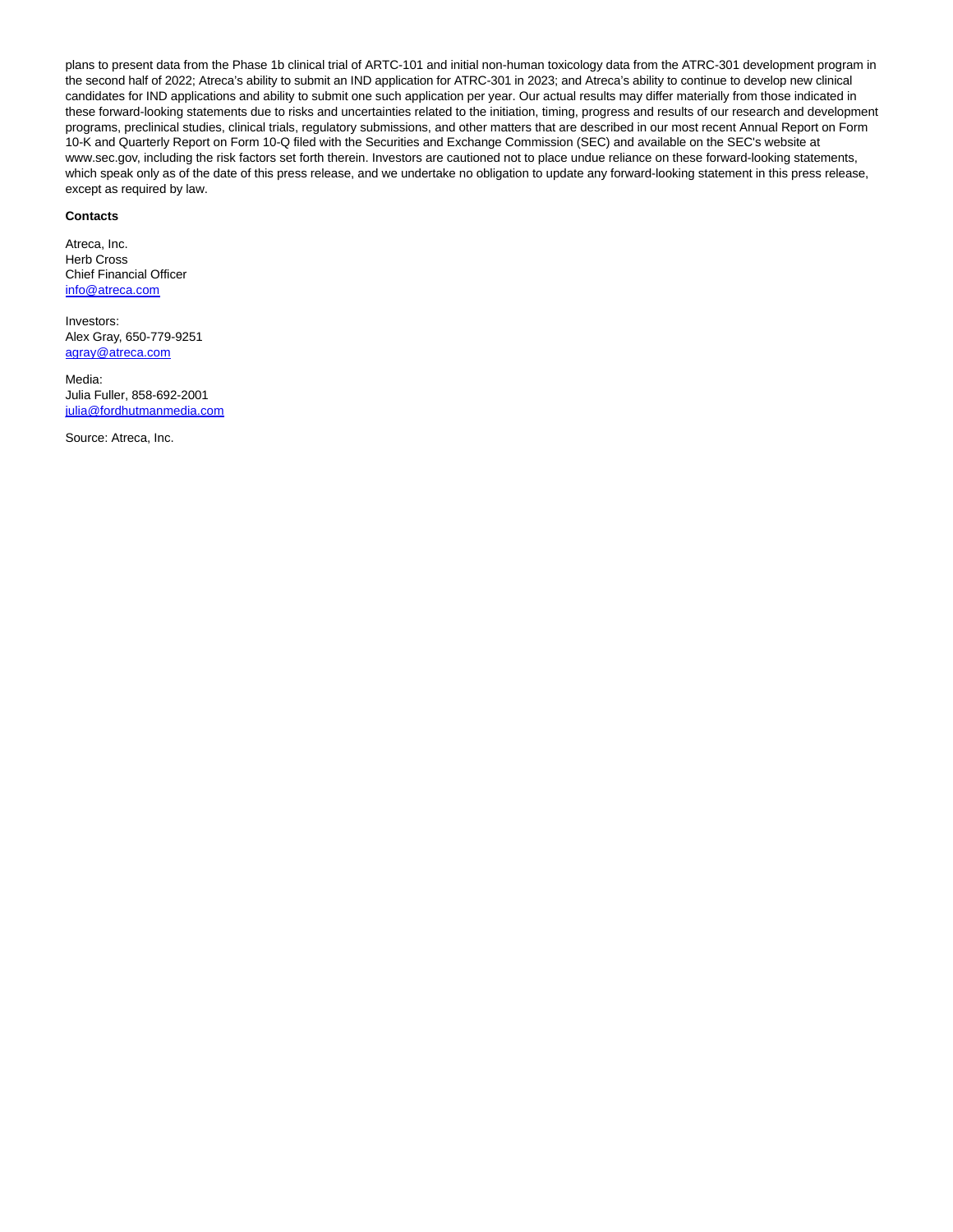plans to present data from the Phase 1b clinical trial of ARTC-101 and initial non-human toxicology data from the ATRC-301 development program in the second half of 2022; Atreca's ability to submit an IND application for ATRC-301 in 2023; and Atreca's ability to continue to develop new clinical candidates for IND applications and ability to submit one such application per year. Our actual results may differ materially from those indicated in these forward-looking statements due to risks and uncertainties related to the initiation, timing, progress and results of our research and development programs, preclinical studies, clinical trials, regulatory submissions, and other matters that are described in our most recent Annual Report on Form 10-K and Quarterly Report on Form 10-Q filed with the Securities and Exchange Commission (SEC) and available on the SEC's website at www.sec.gov, including the risk factors set forth therein. Investors are cautioned not to place undue reliance on these forward-looking statements, which speak only as of the date of this press release, and we undertake no obligation to update any forward-looking statement in this press release, except as required by law.

**Contacts**

Atreca, Inc.
Herb Cross
Chief Financial Officer
info@atreca.com

Investors:
Alex Gray, 650-779-9251
agray@atreca.com

Media:
Julia Fuller, 858-692-2001
julia@fordhutmanmedia.com

Source: Atreca, Inc.